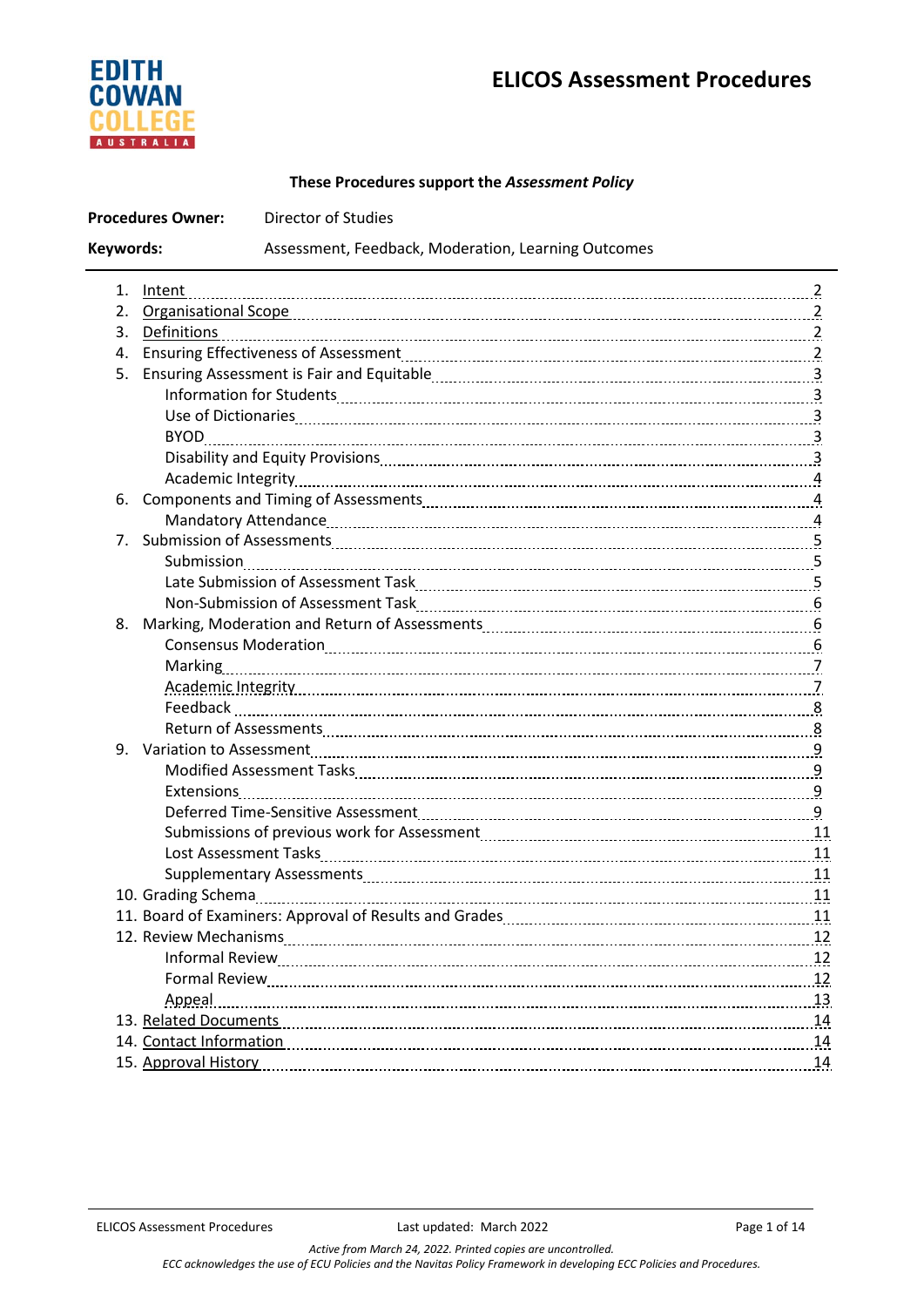# ELICOS Assessment Procedures

**These Procedures support the *Assessment Policy***

**Procedures Owner:** Director of Studies

**Keywords:** Assessment, Feedback, Moderation, Learning Outcomes

1. Intent ........ 2
2. Organisational Scope ........ 2
3. Definitions ........ 2
4. Ensuring Effectiveness of Assessment ........ 2
5. Ensuring Assessment is Fair and Equitable ........ 3
   - Information for Students ........ 3
   - Use of Dictionaries ........ 3
   - BYOD ........ 3
   - Disability and Equity Provisions ........ 3
   - Academic Integrity ........ 4
6. Components and Timing of Assessments ........ 4
   - Mandatory Attendance ........ 4
7. Submission of Assessments ........ 5
   - Submission ........ 5
   - Late Submission of Assessment Task ........ 5
   - Non-Submission of Assessment Task ........ 6
8. Marking, Moderation and Return of Assessments ........ 6
   - Consensus Moderation ........ 6
   - Marking ........ 7
   - Academic Integrity ........ 7
   - Feedback ........ 8
   - Return of Assessments ........ 8
9. Variation to Assessment ........ 9
   - Modified Assessment Tasks ........ 9
   - Extensions ........ 9
   - Deferred Time-Sensitive Assessment ........ 9
   - Submissions of previous work for Assessment ........ 11
   - Lost Assessment Tasks ........ 11
   - Supplementary Assessments ........ 11
10. Grading Schema ........ 11
11. Board of Examiners: Approval of Results and Grades ........ 11
12. Review Mechanisms ........ 12
    - Informal Review ........ 12
    - Formal Review ........ 12
    - Appeal ........ 13
13. Related Documents ........ 14
14. Contact Information ........ 14
15. Approval History ........ 14

*Active from March 24, 2022. Printed copies are uncontrolled.*
*ECC acknowledges the use of ECU Policies and the Navitas Policy Framework in developing ECC Policies and Procedures.*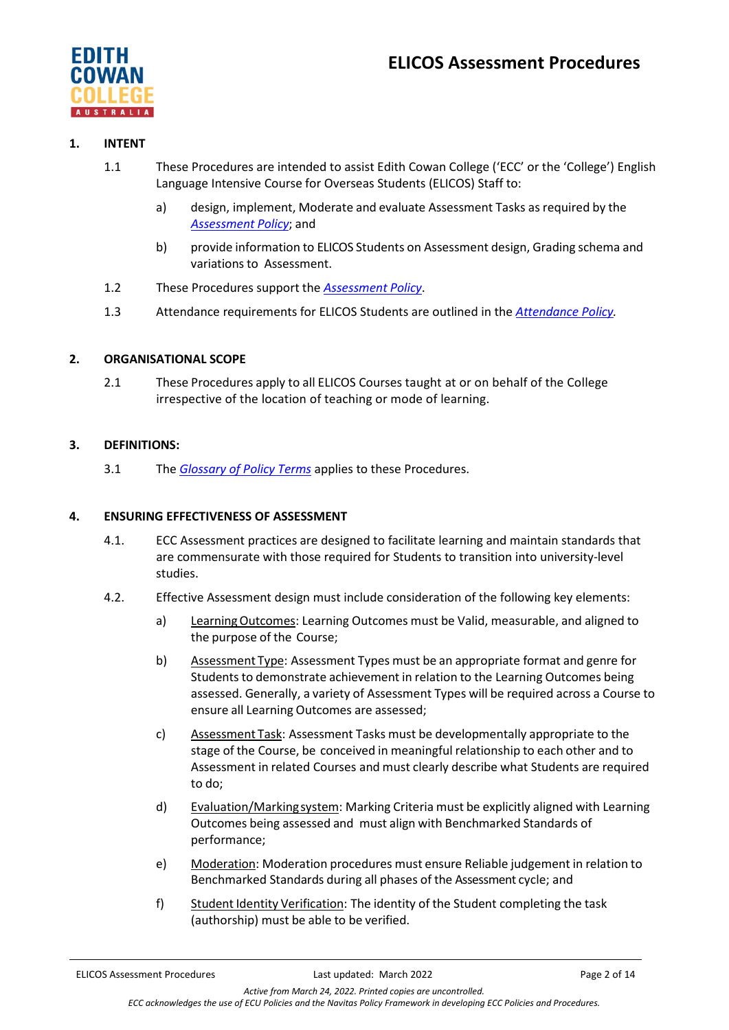## 1. INTENT

1.1 These Procedures are intended to assist Edith Cowan College ('ECC' or the 'College') English Language Intensive Course for Overseas Students (ELICOS) Staff to:

a) design, implement, Moderate and evaluate Assessment Tasks as required by the *Assessment Policy*; and

b) provide information to ELICOS Students on Assessment design, Grading schema and variations to Assessment.

1.2 These Procedures support the *Assessment Policy*.

1.3 Attendance requirements for ELICOS Students are outlined in the *Attendance Policy*.

## 2. ORGANISATIONAL SCOPE

2.1 These Procedures apply to all ELICOS Courses taught at or on behalf of the College irrespective of the location of teaching or mode of learning.

## 3. DEFINITIONS:

3.1 The *Glossary of Policy Terms* applies to these Procedures.

## 4. ENSURING EFFECTIVENESS OF ASSESSMENT

4.1. ECC Assessment practices are designed to facilitate learning and maintain standards that are commensurate with those required for Students to transition into university-level studies.

4.2. Effective Assessment design must include consideration of the following key elements:

a) Learning Outcomes: Learning Outcomes must be Valid, measurable, and aligned to the purpose of the Course;

b) Assessment Type: Assessment Types must be an appropriate format and genre for Students to demonstrate achievement in relation to the Learning Outcomes being assessed. Generally, a variety of Assessment Types will be required across a Course to ensure all Learning Outcomes are assessed;

c) Assessment Task: Assessment Tasks must be developmentally appropriate to the stage of the Course, be conceived in meaningful relationship to each other and to Assessment in related Courses and must clearly describe what Students are required to do;

d) Evaluation/Marking system: Marking Criteria must be explicitly aligned with Learning Outcomes being assessed and must align with Benchmarked Standards of performance;

e) Moderation: Moderation procedures must ensure Reliable judgement in relation to Benchmarked Standards during all phases of the Assessment cycle; and

f) Student Identity Verification: The identity of the Student completing the task (authorship) must be able to be verified.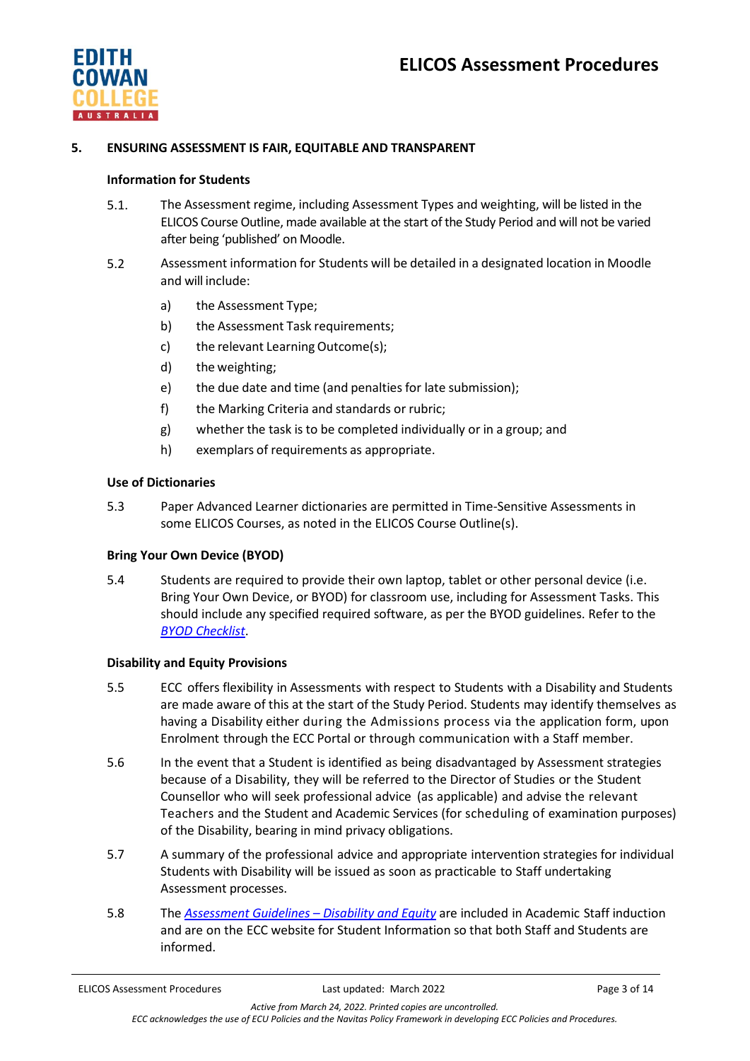## 5. ENSURING ASSESSMENT IS FAIR, EQUITABLE AND TRANSPARENT

### Information for Students

5.1. The Assessment regime, including Assessment Types and weighting, will be listed in the ELICOS Course Outline, made available at the start of the Study Period and will not be varied after being 'published' on Moodle.

5.2 Assessment information for Students will be detailed in a designated location in Moodle and will include:

a) the Assessment Type;
b) the Assessment Task requirements;
c) the relevant Learning Outcome(s);
d) the weighting;
e) the due date and time (and penalties for late submission);
f) the Marking Criteria and standards or rubric;
g) whether the task is to be completed individually or in a group; and
h) exemplars of requirements as appropriate.

### Use of Dictionaries

5.3 Paper Advanced Learner dictionaries are permitted in Time-Sensitive Assessments in some ELICOS Courses, as noted in the ELICOS Course Outline(s).

### Bring Your Own Device (BYOD)

5.4 Students are required to provide their own laptop, tablet or other personal device (i.e. Bring Your Own Device, or BYOD) for classroom use, including for Assessment Tasks. This should include any specified required software, as per the BYOD guidelines. Refer to the *BYOD Checklist*.

### Disability and Equity Provisions

5.5 ECC offers flexibility in Assessments with respect to Students with a Disability and Students are made aware of this at the start of the Study Period. Students may identify themselves as having a Disability either during the Admissions process via the application form, upon Enrolment through the ECC Portal or through communication with a Staff member.

5.6 In the event that a Student is identified as being disadvantaged by Assessment strategies because of a Disability, they will be referred to the Director of Studies or the Student Counsellor who will seek professional advice (as applicable) and advise the relevant Teachers and the Student and Academic Services (for scheduling of examination purposes) of the Disability, bearing in mind privacy obligations.

5.7 A summary of the professional advice and appropriate intervention strategies for individual Students with Disability will be issued as soon as practicable to Staff undertaking Assessment processes.

5.8 The *Assessment Guidelines – Disability and Equity* are included in Academic Staff induction and are on the ECC website for Student Information so that both Staff and Students are informed.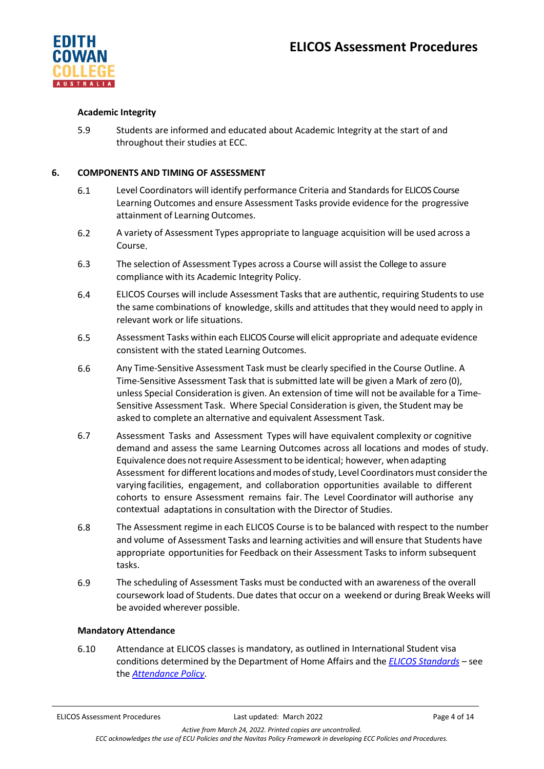### Academic Integrity

5.9 Students are informed and educated about Academic Integrity at the start of and throughout their studies at ECC.

## 6. COMPONENTS AND TIMING OF ASSESSMENT

6.1 Level Coordinators will identify performance Criteria and Standards for ELICOS Course Learning Outcomes and ensure Assessment Tasks provide evidence for the progressive attainment of Learning Outcomes.

6.2 A variety of Assessment Types appropriate to language acquisition will be used across a Course.

6.3 The selection of Assessment Types across a Course will assist the College to assure compliance with its Academic Integrity Policy.

6.4 ELICOS Courses will include Assessment Tasks that are authentic, requiring Students to use the same combinations of knowledge, skills and attitudes that they would need to apply in relevant work or life situations.

6.5 Assessment Tasks within each ELICOS Course will elicit appropriate and adequate evidence consistent with the stated Learning Outcomes.

6.6 Any Time-Sensitive Assessment Task must be clearly specified in the Course Outline. A Time-Sensitive Assessment Task that is submitted late will be given a Mark of zero (0), unless Special Consideration is given. An extension of time will not be available for a Time-Sensitive Assessment Task. Where Special Consideration is given, the Student may be asked to complete an alternative and equivalent Assessment Task.

6.7 Assessment Tasks and Assessment Types will have equivalent complexity or cognitive demand and assess the same Learning Outcomes across all locations and modes of study. Equivalence does not require Assessment to be identical; however, when adapting Assessment for different locations and modes of study, Level Coordinators must consider the varying facilities, engagement, and collaboration opportunities available to different cohorts to ensure Assessment remains fair. The Level Coordinator will authorise any contextual adaptations in consultation with the Director of Studies.

6.8 The Assessment regime in each ELICOS Course is to be balanced with respect to the number and volume of Assessment Tasks and learning activities and will ensure that Students have appropriate opportunities for Feedback on their Assessment Tasks to inform subsequent tasks.

6.9 The scheduling of Assessment Tasks must be conducted with an awareness of the overall coursework load of Students. Due dates that occur on a weekend or during Break Weeks will be avoided wherever possible.

### Mandatory Attendance

6.10 Attendance at ELICOS classes is mandatory, as outlined in International Student visa conditions determined by the Department of Home Affairs and the *ELICOS Standards* – see the *Attendance Policy*.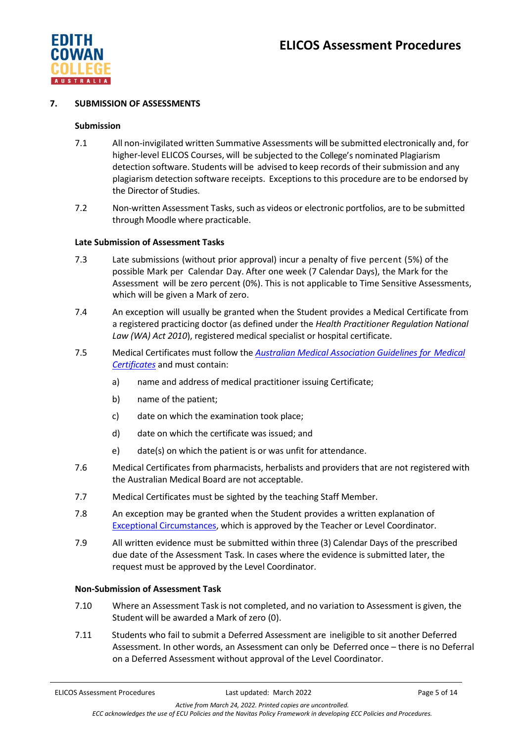## 7. SUBMISSION OF ASSESSMENTS

### Submission

7.1 All non-invigilated written Summative Assessments will be submitted electronically and, for higher-level ELICOS Courses, will be subjected to the College's nominated Plagiarism detection software. Students will be advised to keep records of their submission and any plagiarism detection software receipts. Exceptions to this procedure are to be endorsed by the Director of Studies.

7.2 Non-written Assessment Tasks, such as videos or electronic portfolios, are to be submitted through Moodle where practicable.

### Late Submission of Assessment Tasks

7.3 Late submissions (without prior approval) incur a penalty of five percent (5%) of the possible Mark per Calendar Day. After one week (7 Calendar Days), the Mark for the Assessment will be zero percent (0%). This is not applicable to Time Sensitive Assessments, which will be given a Mark of zero.

7.4 An exception will usually be granted when the Student provides a Medical Certificate from a registered practicing doctor (as defined under the *Health Practitioner Regulation National Law (WA) Act 2010*), registered medical specialist or hospital certificate.

7.5 Medical Certificates must follow the [*Australian Medical Association Guidelines for Medical Certificates*]() and must contain:

a) name and address of medical practitioner issuing Certificate;

b) name of the patient;

c) date on which the examination took place;

d) date on which the certificate was issued; and

e) date(s) on which the patient is or was unfit for attendance.

7.6 Medical Certificates from pharmacists, herbalists and providers that are not registered with the Australian Medical Board are not acceptable.

7.7 Medical Certificates must be sighted by the teaching Staff Member.

7.8 An exception may be granted when the Student provides a written explanation of [Exceptional Circumstances](), which is approved by the Teacher or Level Coordinator.

7.9 All written evidence must be submitted within three (3) Calendar Days of the prescribed due date of the Assessment Task. In cases where the evidence is submitted later, the request must be approved by the Level Coordinator.

### Non-Submission of Assessment Task

7.10 Where an Assessment Task is not completed, and no variation to Assessment is given, the Student will be awarded a Mark of zero (0).

7.11 Students who fail to submit a Deferred Assessment are ineligible to sit another Deferred Assessment. In other words, an Assessment can only be Deferred once – there is no Deferral on a Deferred Assessment without approval of the Level Coordinator.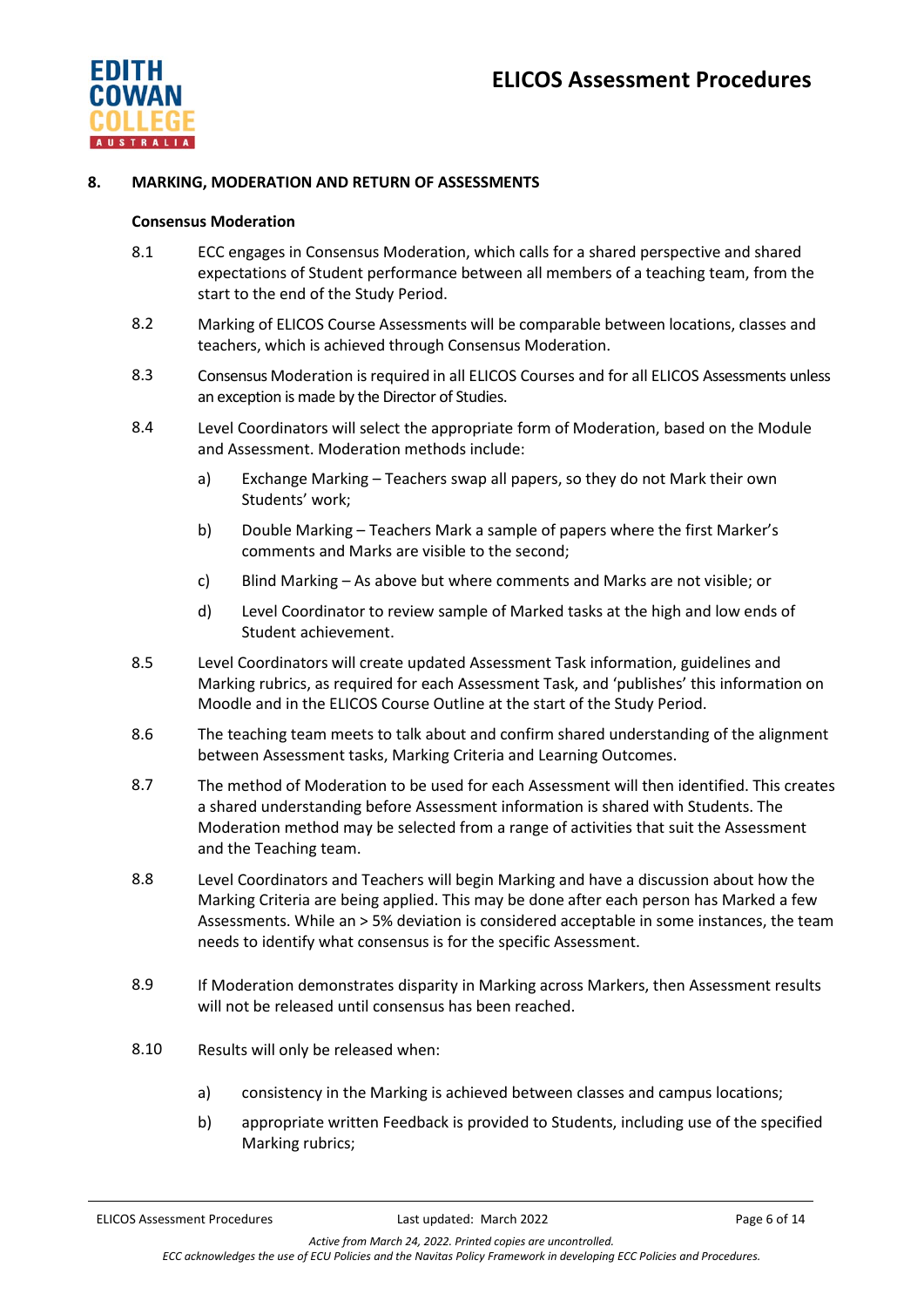## 8. MARKING, MODERATION AND RETURN OF ASSESSMENTS

**Consensus Moderation**

8.1 ECC engages in Consensus Moderation, which calls for a shared perspective and shared expectations of Student performance between all members of a teaching team, from the start to the end of the Study Period.

8.2 Marking of ELICOS Course Assessments will be comparable between locations, classes and teachers, which is achieved through Consensus Moderation.

8.3 Consensus Moderation is required in all ELICOS Courses and for all ELICOS Assessments unless an exception is made by the Director of Studies.

8.4 Level Coordinators will select the appropriate form of Moderation, based on the Module and Assessment. Moderation methods include:

a) Exchange Marking – Teachers swap all papers, so they do not Mark their own Students' work;

b) Double Marking – Teachers Mark a sample of papers where the first Marker's comments and Marks are visible to the second;

c) Blind Marking – As above but where comments and Marks are not visible; or

d) Level Coordinator to review sample of Marked tasks at the high and low ends of Student achievement.

8.5 Level Coordinators will create updated Assessment Task information, guidelines and Marking rubrics, as required for each Assessment Task, and 'publishes' this information on Moodle and in the ELICOS Course Outline at the start of the Study Period.

8.6 The teaching team meets to talk about and confirm shared understanding of the alignment between Assessment tasks, Marking Criteria and Learning Outcomes.

8.7 The method of Moderation to be used for each Assessment will then identified. This creates a shared understanding before Assessment information is shared with Students. The Moderation method may be selected from a range of activities that suit the Assessment and the Teaching team.

8.8 Level Coordinators and Teachers will begin Marking and have a discussion about how the Marking Criteria are being applied. This may be done after each person has Marked a few Assessments. While an > 5% deviation is considered acceptable in some instances, the team needs to identify what consensus is for the specific Assessment.

8.9 If Moderation demonstrates disparity in Marking across Markers, then Assessment results will not be released until consensus has been reached.

8.10 Results will only be released when:

a) consistency in the Marking is achieved between classes and campus locations;

b) appropriate written Feedback is provided to Students, including use of the specified Marking rubrics;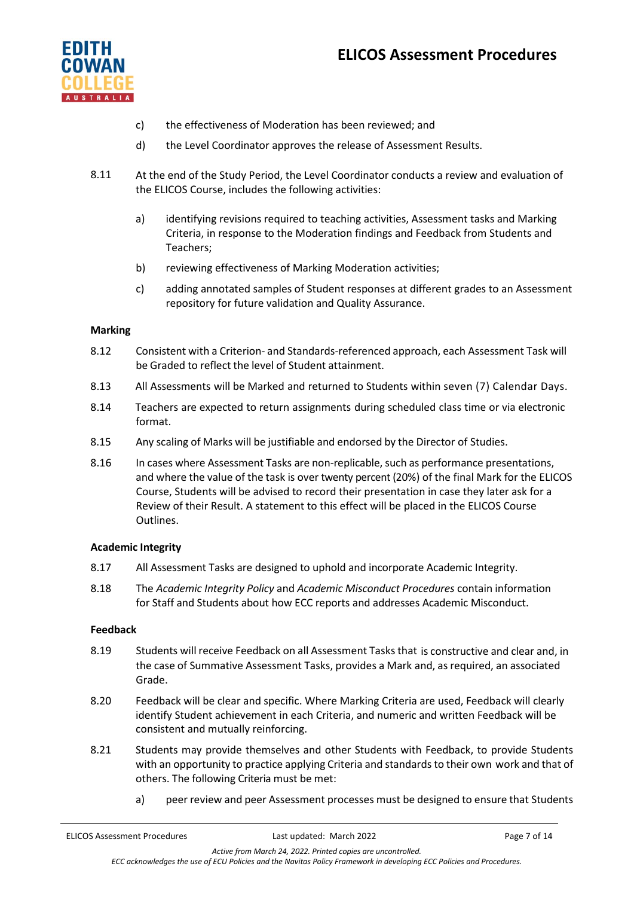c) the effectiveness of Moderation has been reviewed; and

d) the Level Coordinator approves the release of Assessment Results.

8.11 At the end of the Study Period, the Level Coordinator conducts a review and evaluation of the ELICOS Course, includes the following activities:

a) identifying revisions required to teaching activities, Assessment tasks and Marking Criteria, in response to the Moderation findings and Feedback from Students and Teachers;

b) reviewing effectiveness of Marking Moderation activities;

c) adding annotated samples of Student responses at different grades to an Assessment repository for future validation and Quality Assurance.

**Marking**

8.12 Consistent with a Criterion- and Standards-referenced approach, each Assessment Task will be Graded to reflect the level of Student attainment.

8.13 All Assessments will be Marked and returned to Students within seven (7) Calendar Days.

8.14 Teachers are expected to return assignments during scheduled class time or via electronic format.

8.15 Any scaling of Marks will be justifiable and endorsed by the Director of Studies.

8.16 In cases where Assessment Tasks are non-replicable, such as performance presentations, and where the value of the task is over twenty percent (20%) of the final Mark for the ELICOS Course, Students will be advised to record their presentation in case they later ask for a Review of their Result. A statement to this effect will be placed in the ELICOS Course Outlines.

**Academic Integrity**

8.17 All Assessment Tasks are designed to uphold and incorporate Academic Integrity.

8.18 The *Academic Integrity Policy* and *Academic Misconduct Procedures* contain information for Staff and Students about how ECC reports and addresses Academic Misconduct.

**Feedback**

8.19 Students will receive Feedback on all Assessment Tasks that is constructive and clear and, in the case of Summative Assessment Tasks, provides a Mark and, as required, an associated Grade.

8.20 Feedback will be clear and specific. Where Marking Criteria are used, Feedback will clearly identify Student achievement in each Criteria, and numeric and written Feedback will be consistent and mutually reinforcing.

8.21 Students may provide themselves and other Students with Feedback, to provide Students with an opportunity to practice applying Criteria and standards to their own work and that of others. The following Criteria must be met:

a) peer review and peer Assessment processes must be designed to ensure that Students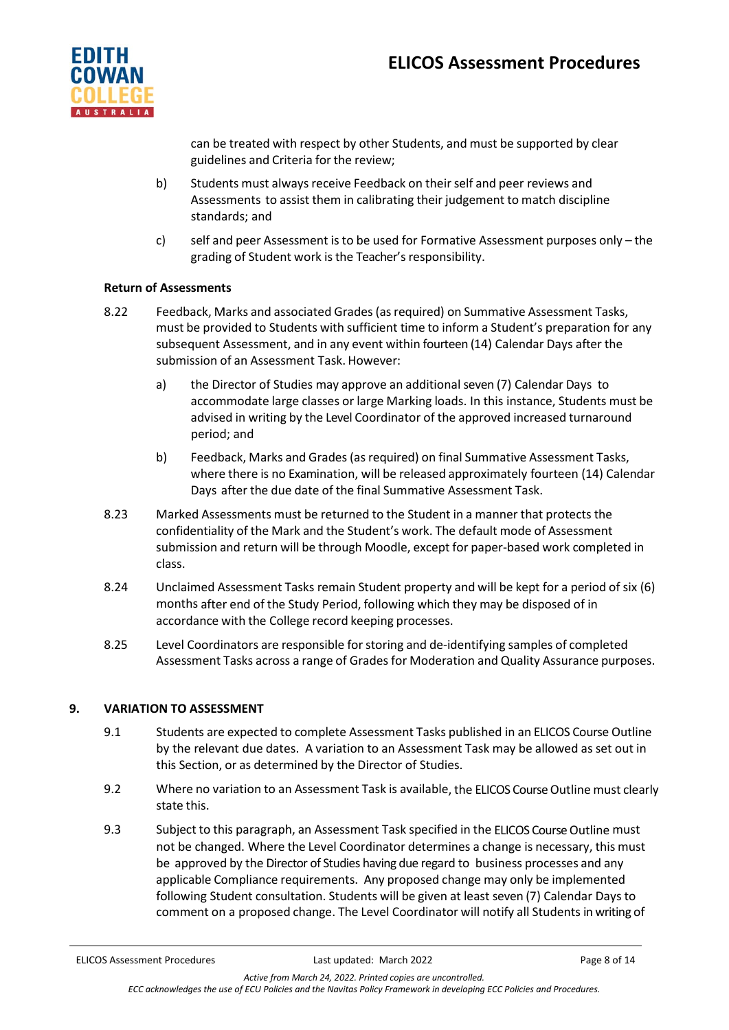can be treated with respect by other Students, and must be supported by clear guidelines and Criteria for the review;

b) Students must always receive Feedback on their self and peer reviews and Assessments to assist them in calibrating their judgement to match discipline standards; and

c) self and peer Assessment is to be used for Formative Assessment purposes only – the grading of Student work is the Teacher's responsibility.

**Return of Assessments**

8.22 Feedback, Marks and associated Grades (as required) on Summative Assessment Tasks, must be provided to Students with sufficient time to inform a Student's preparation for any subsequent Assessment, and in any event within fourteen (14) Calendar Days after the submission of an Assessment Task. However:

a) the Director of Studies may approve an additional seven (7) Calendar Days to accommodate large classes or large Marking loads. In this instance, Students must be advised in writing by the Level Coordinator of the approved increased turnaround period; and

b) Feedback, Marks and Grades (as required) on final Summative Assessment Tasks, where there is no Examination, will be released approximately fourteen (14) Calendar Days after the due date of the final Summative Assessment Task.

8.23 Marked Assessments must be returned to the Student in a manner that protects the confidentiality of the Mark and the Student's work. The default mode of Assessment submission and return will be through Moodle, except for paper-based work completed in class.

8.24 Unclaimed Assessment Tasks remain Student property and will be kept for a period of six (6) months after end of the Study Period, following which they may be disposed of in accordance with the College record keeping processes.

8.25 Level Coordinators are responsible for storing and de-identifying samples of completed Assessment Tasks across a range of Grades for Moderation and Quality Assurance purposes.

## 9. VARIATION TO ASSESSMENT

9.1 Students are expected to complete Assessment Tasks published in an ELICOS Course Outline by the relevant due dates. A variation to an Assessment Task may be allowed as set out in this Section, or as determined by the Director of Studies.

9.2 Where no variation to an Assessment Task is available, the ELICOS Course Outline must clearly state this.

9.3 Subject to this paragraph, an Assessment Task specified in the ELICOS Course Outline must not be changed. Where the Level Coordinator determines a change is necessary, this must be approved by the Director of Studies having due regard to business processes and any applicable Compliance requirements. Any proposed change may only be implemented following Student consultation. Students will be given at least seven (7) Calendar Days to comment on a proposed change. The Level Coordinator will notify all Students in writing of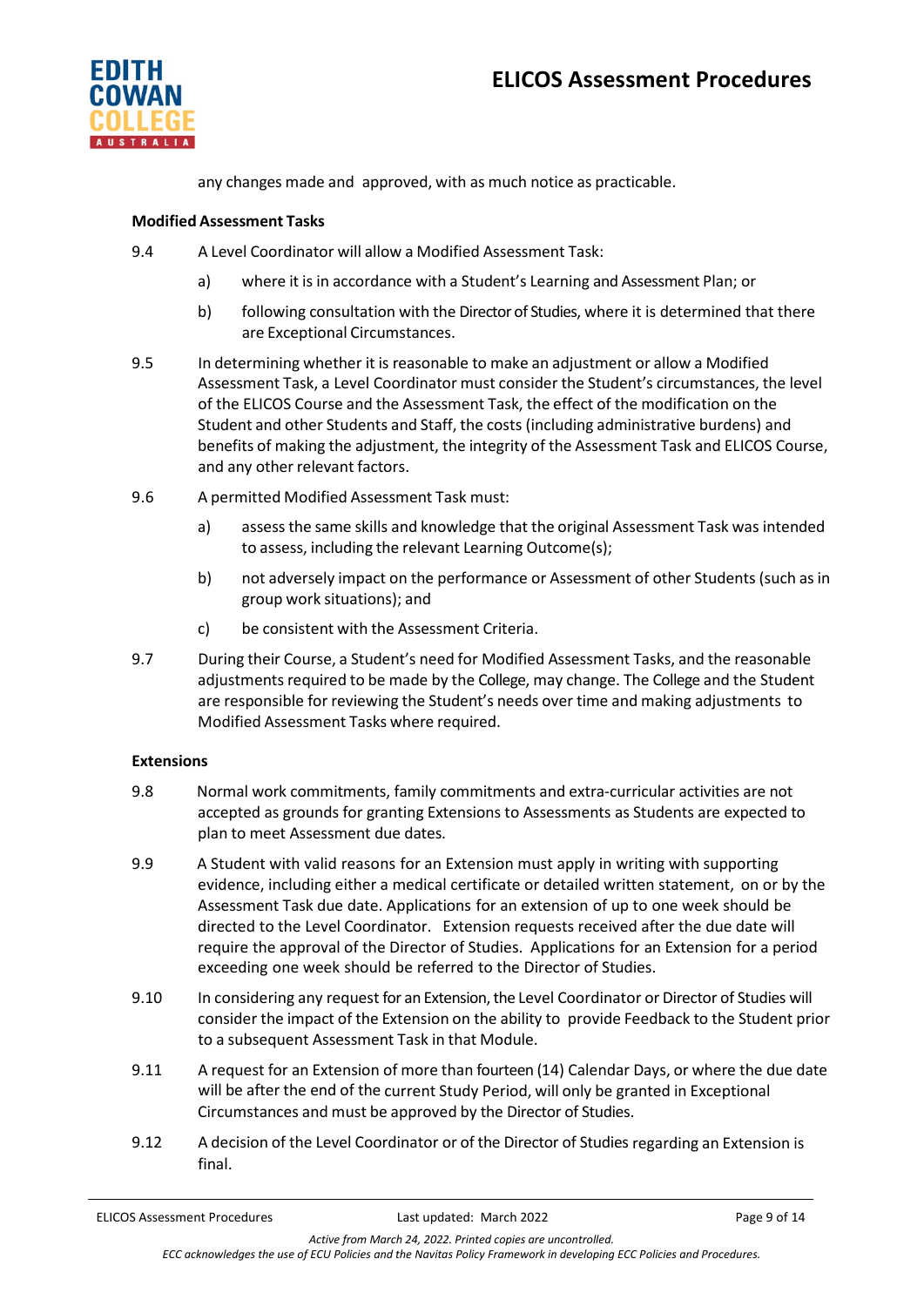any changes made and approved, with as much notice as practicable.

**Modified Assessment Tasks**

9.4 A Level Coordinator will allow a Modified Assessment Task:

a) where it is in accordance with a Student's Learning and Assessment Plan; or

b) following consultation with the Director of Studies, where it is determined that there are Exceptional Circumstances.

9.5 In determining whether it is reasonable to make an adjustment or allow a Modified Assessment Task, a Level Coordinator must consider the Student's circumstances, the level of the ELICOS Course and the Assessment Task, the effect of the modification on the Student and other Students and Staff, the costs (including administrative burdens) and benefits of making the adjustment, the integrity of the Assessment Task and ELICOS Course, and any other relevant factors.

9.6 A permitted Modified Assessment Task must:

a) assess the same skills and knowledge that the original Assessment Task was intended to assess, including the relevant Learning Outcome(s);

b) not adversely impact on the performance or Assessment of other Students (such as in group work situations); and

c) be consistent with the Assessment Criteria.

9.7 During their Course, a Student's need for Modified Assessment Tasks, and the reasonable adjustments required to be made by the College, may change. The College and the Student are responsible for reviewing the Student's needs over time and making adjustments to Modified Assessment Tasks where required.

**Extensions**

9.8 Normal work commitments, family commitments and extra-curricular activities are not accepted as grounds for granting Extensions to Assessments as Students are expected to plan to meet Assessment due dates.

9.9 A Student with valid reasons for an Extension must apply in writing with supporting evidence, including either a medical certificate or detailed written statement, on or by the Assessment Task due date. Applications for an extension of up to one week should be directed to the Level Coordinator. Extension requests received after the due date will require the approval of the Director of Studies. Applications for an Extension for a period exceeding one week should be referred to the Director of Studies.

9.10 In considering any request for an Extension, the Level Coordinator or Director of Studies will consider the impact of the Extension on the ability to provide Feedback to the Student prior to a subsequent Assessment Task in that Module.

9.11 A request for an Extension of more than fourteen (14) Calendar Days, or where the due date will be after the end of the current Study Period, will only be granted in Exceptional Circumstances and must be approved by the Director of Studies.

9.12 A decision of the Level Coordinator or of the Director of Studies regarding an Extension is final.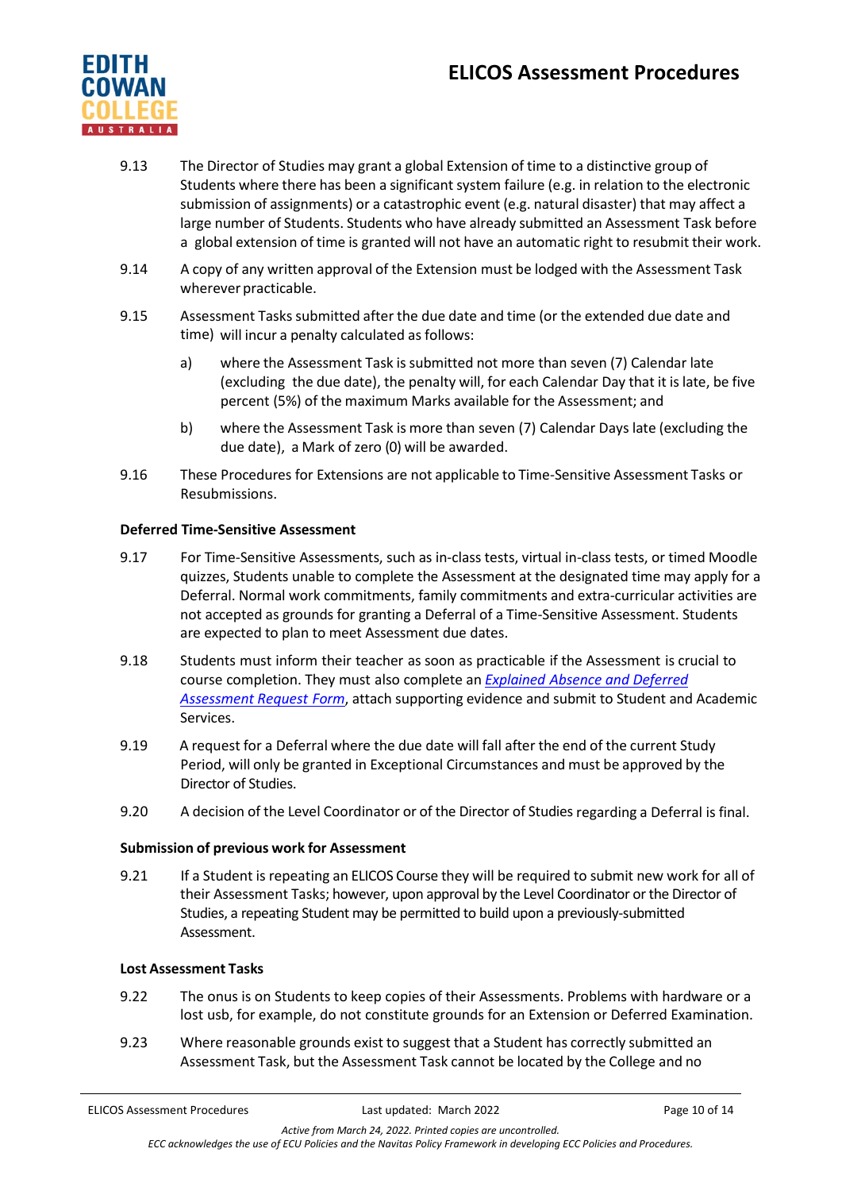9.13 The Director of Studies may grant a global Extension of time to a distinctive group of Students where there has been a significant system failure (e.g. in relation to the electronic submission of assignments) or a catastrophic event (e.g. natural disaster) that may affect a large number of Students. Students who have already submitted an Assessment Task before a global extension of time is granted will not have an automatic right to resubmit their work.

9.14 A copy of any written approval of the Extension must be lodged with the Assessment Task wherever practicable.

9.15 Assessment Tasks submitted after the due date and time (or the extended due date and time) will incur a penalty calculated as follows:

a) where the Assessment Task is submitted not more than seven (7) Calendar late (excluding the due date), the penalty will, for each Calendar Day that it is late, be five percent (5%) of the maximum Marks available for the Assessment; and

b) where the Assessment Task is more than seven (7) Calendar Days late (excluding the due date), a Mark of zero (0) will be awarded.

9.16 These Procedures for Extensions are not applicable to Time-Sensitive Assessment Tasks or Resubmissions.

**Deferred Time-Sensitive Assessment**

9.17 For Time-Sensitive Assessments, such as in-class tests, virtual in-class tests, or timed Moodle quizzes, Students unable to complete the Assessment at the designated time may apply for a Deferral. Normal work commitments, family commitments and extra-curricular activities are not accepted as grounds for granting a Deferral of a Time-Sensitive Assessment. Students are expected to plan to meet Assessment due dates.

9.18 Students must inform their teacher as soon as practicable if the Assessment is crucial to course completion. They must also complete an *Explained Absence and Deferred Assessment Request Form*, attach supporting evidence and submit to Student and Academic Services.

9.19 A request for a Deferral where the due date will fall after the end of the current Study Period, will only be granted in Exceptional Circumstances and must be approved by the Director of Studies.

9.20 A decision of the Level Coordinator or of the Director of Studies regarding a Deferral is final.

**Submission of previous work for Assessment**

9.21 If a Student is repeating an ELICOS Course they will be required to submit new work for all of their Assessment Tasks; however, upon approval by the Level Coordinator or the Director of Studies, a repeating Student may be permitted to build upon a previously-submitted Assessment.

**Lost Assessment Tasks**

9.22 The onus is on Students to keep copies of their Assessments. Problems with hardware or a lost usb, for example, do not constitute grounds for an Extension or Deferred Examination.

9.23 Where reasonable grounds exist to suggest that a Student has correctly submitted an Assessment Task, but the Assessment Task cannot be located by the College and no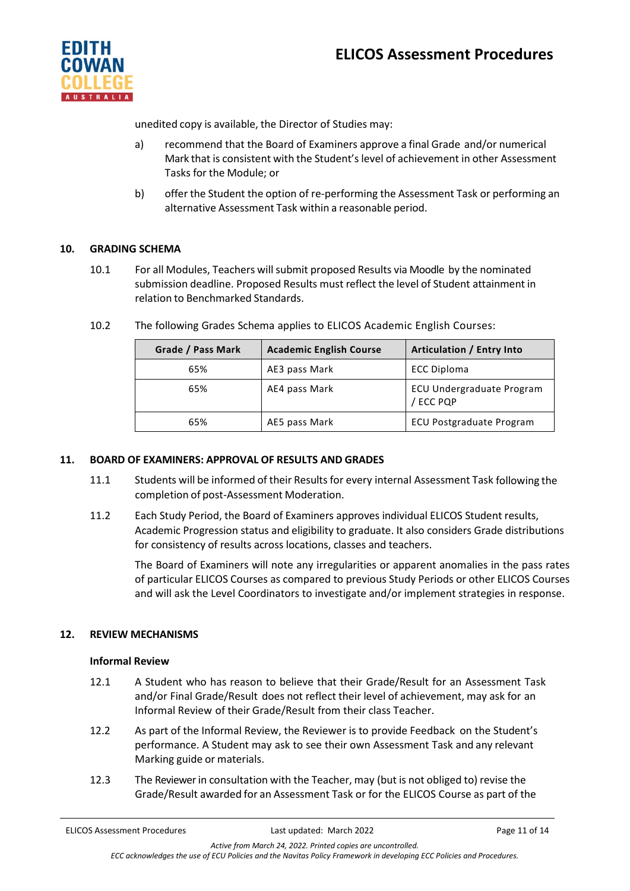unedited copy is available, the Director of Studies may:

a) recommend that the Board of Examiners approve a final Grade and/or numerical Mark that is consistent with the Student's level of achievement in other Assessment Tasks for the Module; or

b) offer the Student the option of re-performing the Assessment Task or performing an alternative Assessment Task within a reasonable period.

## 10. GRADING SCHEMA

10.1 For all Modules, Teachers will submit proposed Results via Moodle by the nominated submission deadline. Proposed Results must reflect the level of Student attainment in relation to Benchmarked Standards.

10.2 The following Grades Schema applies to ELICOS Academic English Courses:

| Grade / Pass Mark | Academic English Course | Articulation / Entry Into |
|---|---|---|
| 65% | AE3 pass Mark | ECC Diploma |
| 65% | AE4 pass Mark | ECU Undergraduate Program / ECC PQP |
| 65% | AE5 pass Mark | ECU Postgraduate Program |

## 11. BOARD OF EXAMINERS: APPROVAL OF RESULTS AND GRADES

11.1 Students will be informed of their Results for every internal Assessment Task following the completion of post-Assessment Moderation.

11.2 Each Study Period, the Board of Examiners approves individual ELICOS Student results, Academic Progression status and eligibility to graduate. It also considers Grade distributions for consistency of results across locations, classes and teachers.

The Board of Examiners will note any irregularities or apparent anomalies in the pass rates of particular ELICOS Courses as compared to previous Study Periods or other ELICOS Courses and will ask the Level Coordinators to investigate and/or implement strategies in response.

## 12. REVIEW MECHANISMS

### Informal Review

12.1 A Student who has reason to believe that their Grade/Result for an Assessment Task and/or Final Grade/Result does not reflect their level of achievement, may ask for an Informal Review of their Grade/Result from their class Teacher.

12.2 As part of the Informal Review, the Reviewer is to provide Feedback on the Student's performance. A Student may ask to see their own Assessment Task and any relevant Marking guide or materials.

12.3 The Reviewer in consultation with the Teacher, may (but is not obliged to) revise the Grade/Result awarded for an Assessment Task or for the ELICOS Course as part of the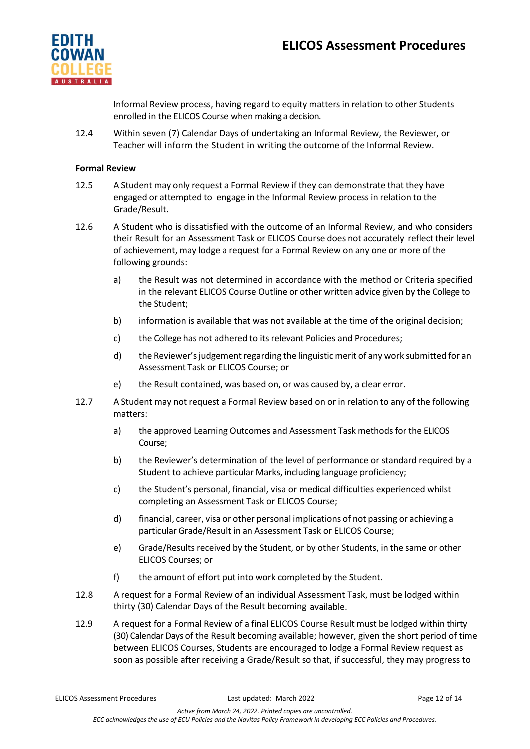Informal Review process, having regard to equity matters in relation to other Students enrolled in the ELICOS Course when making a decision.

12.4 Within seven (7) Calendar Days of undertaking an Informal Review, the Reviewer, or Teacher will inform the Student in writing the outcome of the Informal Review.

**Formal Review**

12.5 A Student may only request a Formal Review if they can demonstrate that they have engaged or attempted to engage in the Informal Review process in relation to the Grade/Result.

12.6 A Student who is dissatisfied with the outcome of an Informal Review, and who considers their Result for an Assessment Task or ELICOS Course does not accurately reflect their level of achievement, may lodge a request for a Formal Review on any one or more of the following grounds:

- a) the Result was not determined in accordance with the method or Criteria specified in the relevant ELICOS Course Outline or other written advice given by the College to the Student;
- b) information is available that was not available at the time of the original decision;
- c) the College has not adhered to its relevant Policies and Procedures;
- d) the Reviewer's judgement regarding the linguistic merit of any work submitted for an Assessment Task or ELICOS Course; or
- e) the Result contained, was based on, or was caused by, a clear error.

12.7 A Student may not request a Formal Review based on or in relation to any of the following matters:

- a) the approved Learning Outcomes and Assessment Task methods for the ELICOS Course;
- b) the Reviewer's determination of the level of performance or standard required by a Student to achieve particular Marks, including language proficiency;
- c) the Student's personal, financial, visa or medical difficulties experienced whilst completing an Assessment Task or ELICOS Course;
- d) financial, career, visa or other personal implications of not passing or achieving a particular Grade/Result in an Assessment Task or ELICOS Course;
- e) Grade/Results received by the Student, or by other Students, in the same or other ELICOS Courses; or
- f) the amount of effort put into work completed by the Student.

12.8 A request for a Formal Review of an individual Assessment Task, must be lodged within thirty (30) Calendar Days of the Result becoming available.

12.9 A request for a Formal Review of a final ELICOS Course Result must be lodged within thirty (30) Calendar Days of the Result becoming available; however, given the short period of time between ELICOS Courses, Students are encouraged to lodge a Formal Review request as soon as possible after receiving a Grade/Result so that, if successful, they may progress to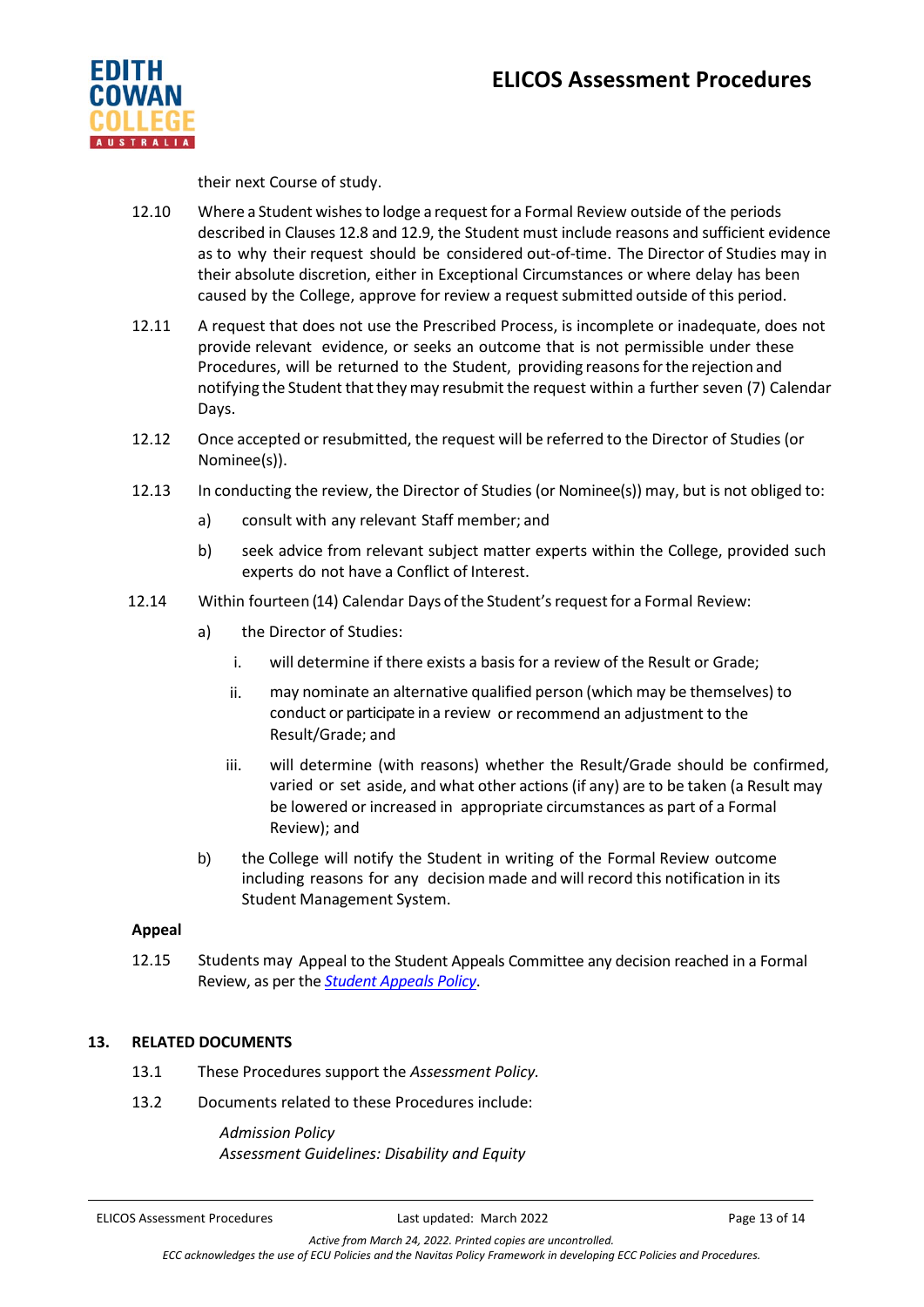their next Course of study.

12.10 Where a Student wishes to lodge a request for a Formal Review outside of the periods described in Clauses 12.8 and 12.9, the Student must include reasons and sufficient evidence as to why their request should be considered out-of-time. The Director of Studies may in their absolute discretion, either in Exceptional Circumstances or where delay has been caused by the College, approve for review a request submitted outside of this period.

12.11 A request that does not use the Prescribed Process, is incomplete or inadequate, does not provide relevant evidence, or seeks an outcome that is not permissible under these Procedures, will be returned to the Student, providing reasons for the rejection and notifying the Student that they may resubmit the request within a further seven (7) Calendar Days.

12.12 Once accepted or resubmitted, the request will be referred to the Director of Studies (or Nominee(s)).

12.13 In conducting the review, the Director of Studies (or Nominee(s)) may, but is not obliged to:

a) consult with any relevant Staff member; and

b) seek advice from relevant subject matter experts within the College, provided such experts do not have a Conflict of Interest.

12.14 Within fourteen (14) Calendar Days of the Student's request for a Formal Review:

a) the Director of Studies:

i. will determine if there exists a basis for a review of the Result or Grade;

ii. may nominate an alternative qualified person (which may be themselves) to conduct or participate in a review or recommend an adjustment to the Result/Grade; and

iii. will determine (with reasons) whether the Result/Grade should be confirmed, varied or set aside, and what other actions (if any) are to be taken (a Result may be lowered or increased in appropriate circumstances as part of a Formal Review); and

b) the College will notify the Student in writing of the Formal Review outcome including reasons for any decision made and will record this notification in its Student Management System.

**Appeal**

12.15 Students may Appeal to the Student Appeals Committee any decision reached in a Formal Review, as per the *Student Appeals Policy*.

## 13. RELATED DOCUMENTS

13.1 These Procedures support the *Assessment Policy.*

13.2 Documents related to these Procedures include:

*Admission Policy*
*Assessment Guidelines: Disability and Equity*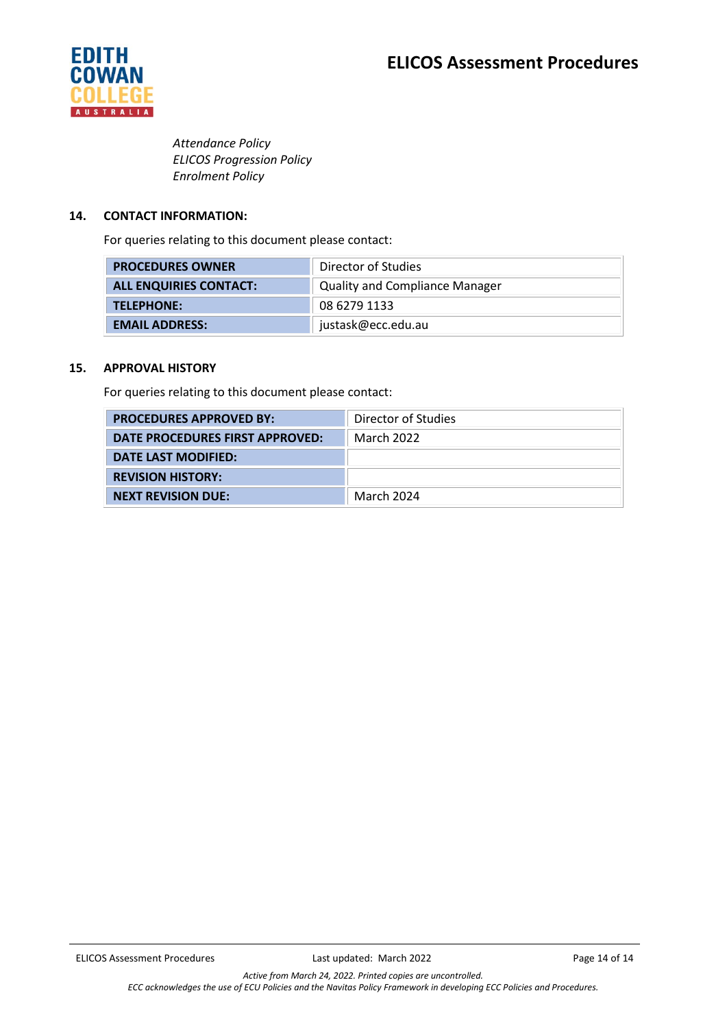*Attendance Policy*
*ELICOS Progression Policy*
*Enrolment Policy*

## 14. CONTACT INFORMATION:

For queries relating to this document please contact:

| | |
|---|---|
| **PROCEDURES OWNER** | Director of Studies |
| **ALL ENQUIRIES CONTACT:** | Quality and Compliance Manager |
| **TELEPHONE:** | 08 6279 1133 |
| **EMAIL ADDRESS:** | justask@ecc.edu.au |

## 15. APPROVAL HISTORY

For queries relating to this document please contact:

| | |
|---|---|
| **PROCEDURES APPROVED BY:** | Director of Studies |
| **DATE PROCEDURES FIRST APPROVED:** | March 2022 |
| **DATE LAST MODIFIED:** | |
| **REVISION HISTORY:** | |
| **NEXT REVISION DUE:** | March 2024 |

*Active from March 24, 2022. Printed copies are uncontrolled.*
*ECC acknowledges the use of ECU Policies and the Navitas Policy Framework in developing ECC Policies and Procedures.*